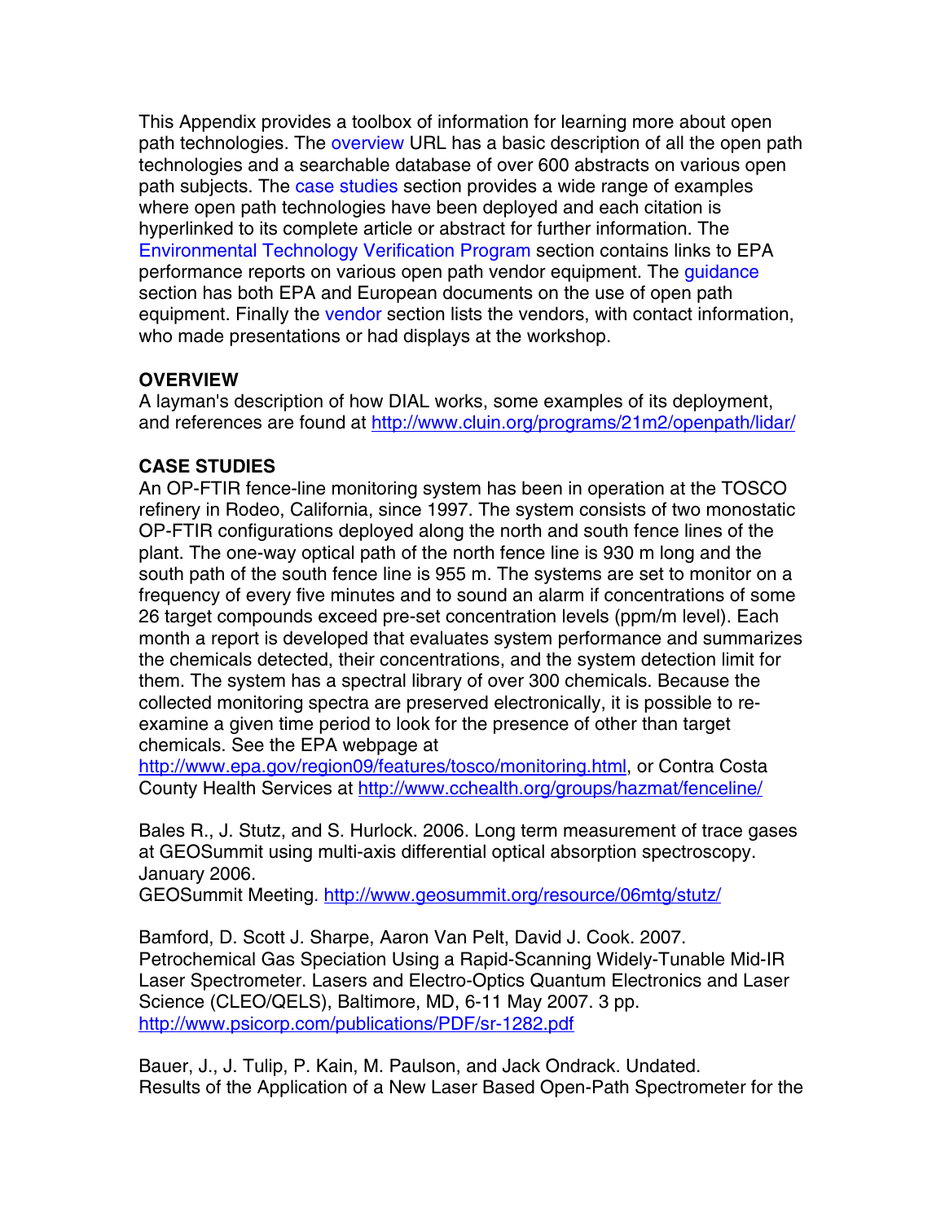This Appendix provides a toolbox of information for learning more about open path technologies. The overview URL has a basic description of all the open path technologies and a searchable database of over 600 abstracts on various open path subjects. The case studies section provides a wide range of examples where open path technologies have been deployed and each citation is hyperlinked to its complete article or abstract for further information. The Environmental Technology Verification Program section contains links to EPA performance reports on various open path vendor equipment. The guidance section has both EPA and European documents on the use of open path equipment. Finally the vendor section lists the vendors, with contact information, who made presentations or had displays at the workshop.

**OVERVIEW**

A layman's description of how DIAL works, some examples of its deployment, and references are found at http://www.cluin.org/programs/21m2/openpath/lidar/

**CASE STUDIES**

An OP-FTIR fence-line monitoring system has been in operation at the TOSCO refinery in Rodeo, California, since 1997. The system consists of two monostatic OP-FTIR configurations deployed along the north and south fence lines of the plant. The one-way optical path of the north fence line is 930 m long and the south path of the south fence line is 955 m. The systems are set to monitor on a frequency of every five minutes and to sound an alarm if concentrations of some 26 target compounds exceed pre-set concentration levels (ppm/m level). Each month a report is developed that evaluates system performance and summarizes the chemicals detected, their concentrations, and the system detection limit for them. The system has a spectral library of over 300 chemicals. Because the collected monitoring spectra are preserved electronically, it is possible to re-examine a given time period to look for the presence of other than target chemicals. See the EPA webpage at http://www.epa.gov/region09/features/tosco/monitoring.html, or Contra Costa County Health Services at http://www.cchealth.org/groups/hazmat/fenceline/

Bales R., J. Stutz, and S. Hurlock. 2006. Long term measurement of trace gases at GEOSummit using multi-axis differential optical absorption spectroscopy. January 2006.
GEOSummit Meeting. http://www.geosummit.org/resource/06mtg/stutz/

Bamford, D. Scott J. Sharpe, Aaron Van Pelt, David J. Cook. 2007. Petrochemical Gas Speciation Using a Rapid-Scanning Widely-Tunable Mid-IR Laser Spectrometer. Lasers and Electro-Optics Quantum Electronics and Laser Science (CLEO/QELS), Baltimore, MD, 6-11 May 2007. 3 pp.
http://www.psicorp.com/publications/PDF/sr-1282.pdf

Bauer, J., J. Tulip, P. Kain, M. Paulson, and Jack Ondrack. Undated.
Results of the Application of a New Laser Based Open-Path Spectrometer for the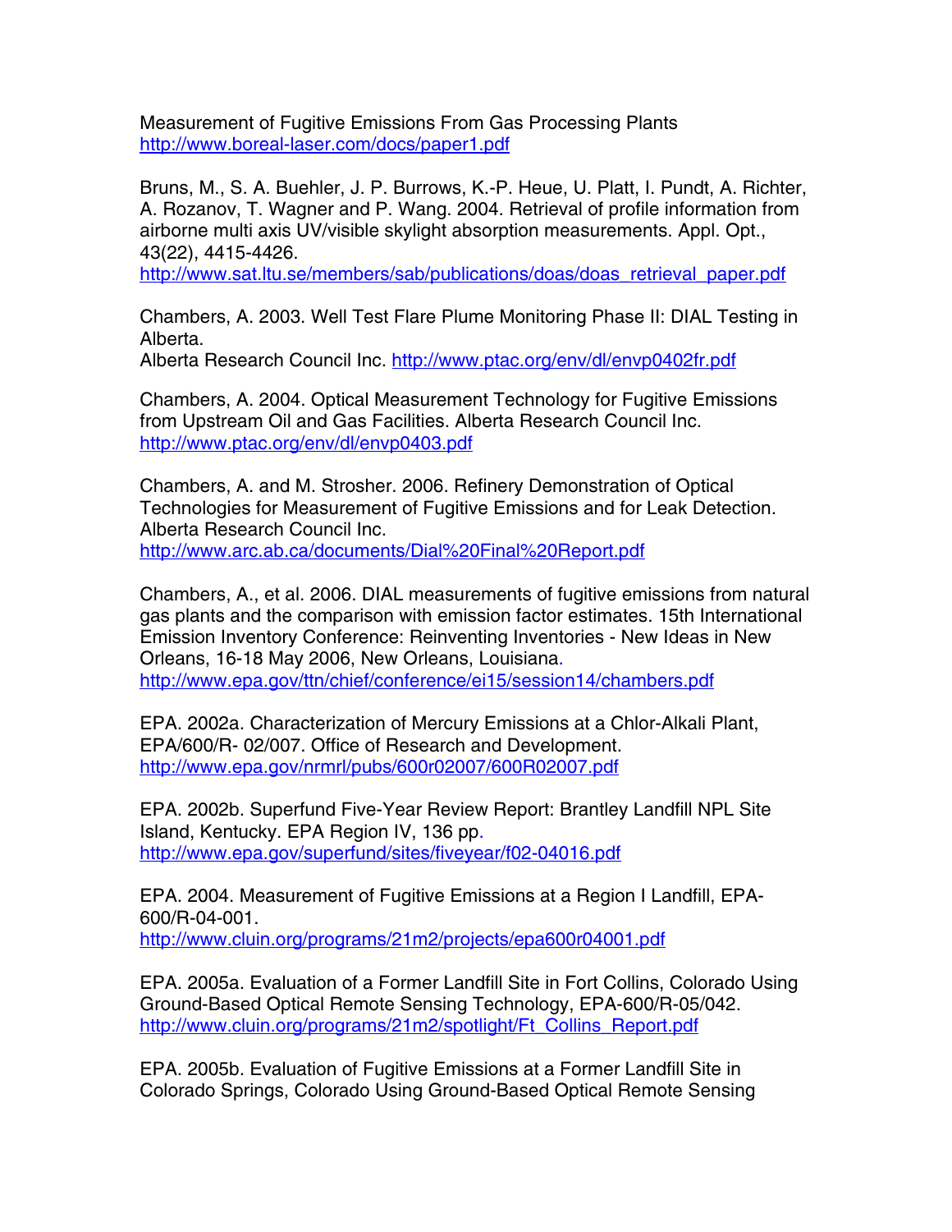Measurement of Fugitive Emissions From Gas Processing Plants
http://www.boreal-laser.com/docs/paper1.pdf

Bruns, M., S. A. Buehler, J. P. Burrows, K.-P. Heue, U. Platt, I. Pundt, A. Richter, A. Rozanov, T. Wagner and P. Wang. 2004. Retrieval of profile information from airborne multi axis UV/visible skylight absorption measurements. Appl. Opt., 43(22), 4415-4426.
http://www.sat.ltu.se/members/sab/publications/doas/doas_retrieval_paper.pdf

Chambers, A. 2003. Well Test Flare Plume Monitoring Phase II: DIAL Testing in Alberta.
Alberta Research Council Inc. http://www.ptac.org/env/dl/envp0402fr.pdf

Chambers, A. 2004. Optical Measurement Technology for Fugitive Emissions from Upstream Oil and Gas Facilities. Alberta Research Council Inc.
http://www.ptac.org/env/dl/envp0403.pdf

Chambers, A. and M. Strosher. 2006. Refinery Demonstration of Optical Technologies for Measurement of Fugitive Emissions and for Leak Detection. Alberta Research Council Inc.
http://www.arc.ab.ca/documents/Dial%20Final%20Report.pdf

Chambers, A., et al. 2006. DIAL measurements of fugitive emissions from natural gas plants and the comparison with emission factor estimates. 15th International Emission Inventory Conference: Reinventing Inventories - New Ideas in New Orleans, 16-18 May 2006, New Orleans, Louisiana.
http://www.epa.gov/ttn/chief/conference/ei15/session14/chambers.pdf

EPA. 2002a. Characterization of Mercury Emissions at a Chlor-Alkali Plant, EPA/600/R- 02/007. Office of Research and Development.
http://www.epa.gov/nrmrl/pubs/600r02007/600R02007.pdf

EPA. 2002b. Superfund Five-Year Review Report: Brantley Landfill NPL Site Island, Kentucky. EPA Region IV, 136 pp.
http://www.epa.gov/superfund/sites/fiveyear/f02-04016.pdf

EPA. 2004. Measurement of Fugitive Emissions at a Region I Landfill, EPA-600/R-04-001.
http://www.cluin.org/programs/21m2/projects/epa600r04001.pdf

EPA. 2005a. Evaluation of a Former Landfill Site in Fort Collins, Colorado Using Ground-Based Optical Remote Sensing Technology, EPA-600/R-05/042.
http://www.cluin.org/programs/21m2/spotlight/Ft_Collins_Report.pdf

EPA. 2005b. Evaluation of Fugitive Emissions at a Former Landfill Site in Colorado Springs, Colorado Using Ground-Based Optical Remote Sensing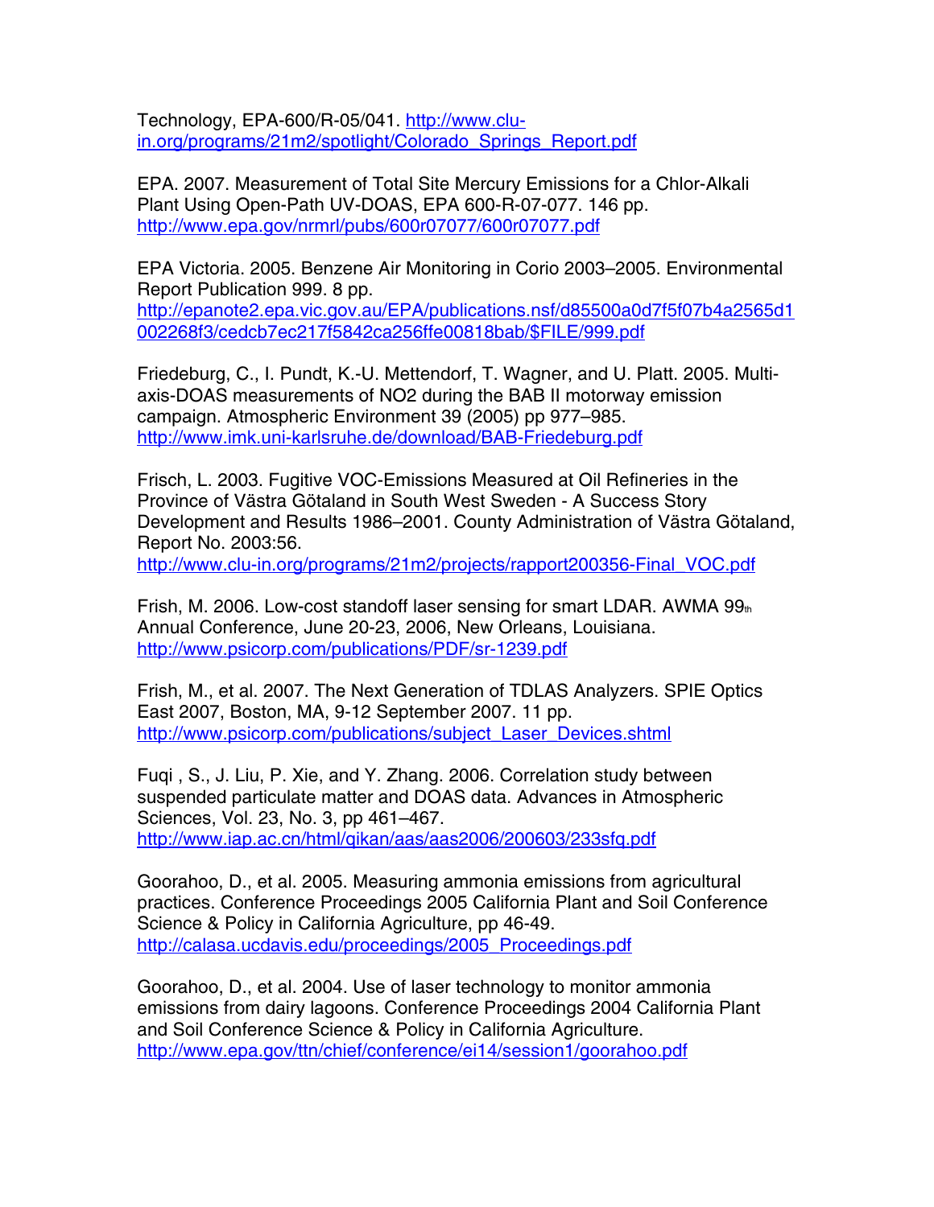Technology, EPA-600/R-05/041. http://www.clu-in.org/programs/21m2/spotlight/Colorado_Springs_Report.pdf

EPA. 2007. Measurement of Total Site Mercury Emissions for a Chlor-Alkali Plant Using Open-Path UV-DOAS, EPA 600-R-07-077. 146 pp. http://www.epa.gov/nrmrl/pubs/600r07077/600r07077.pdf

EPA Victoria. 2005. Benzene Air Monitoring in Corio 2003–2005. Environmental Report Publication 999. 8 pp. http://epanote2.epa.vic.gov.au/EPA/publications.nsf/d85500a0d7f5f07b4a2565d1002268f3/cedcb7ec217f5842ca256ffe00818bab/$FILE/999.pdf

Friedeburg, C., I. Pundt, K.-U. Mettendorf, T. Wagner, and U. Platt. 2005. Multi-axis-DOAS measurements of NO2 during the BAB II motorway emission campaign. Atmospheric Environment 39 (2005) pp 977–985. http://www.imk.uni-karlsruhe.de/download/BAB-Friedeburg.pdf

Frisch, L. 2003. Fugitive VOC-Emissions Measured at Oil Refineries in the Province of Västra Götaland in South West Sweden - A Success Story Development and Results 1986–2001. County Administration of Västra Götaland, Report No. 2003:56. http://www.clu-in.org/programs/21m2/projects/rapport200356-Final_VOC.pdf

Frish, M. 2006. Low-cost standoff laser sensing for smart LDAR. AWMA 99th Annual Conference, June 20-23, 2006, New Orleans, Louisiana. http://www.psicorp.com/publications/PDF/sr-1239.pdf

Frish, M., et al. 2007. The Next Generation of TDLAS Analyzers. SPIE Optics East 2007, Boston, MA, 9-12 September 2007. 11 pp. http://www.psicorp.com/publications/subject_Laser_Devices.shtml

Fuqi , S., J. Liu, P. Xie, and Y. Zhang. 2006. Correlation study between suspended particulate matter and DOAS data. Advances in Atmospheric Sciences, Vol. 23, No. 3, pp 461–467. http://www.iap.ac.cn/html/qikan/aas/aas2006/200603/233sfq.pdf

Goorahoo, D., et al. 2005. Measuring ammonia emissions from agricultural practices. Conference Proceedings 2005 California Plant and Soil Conference Science & Policy in California Agriculture, pp 46-49. http://calasa.ucdavis.edu/proceedings/2005_Proceedings.pdf

Goorahoo, D., et al. 2004. Use of laser technology to monitor ammonia emissions from dairy lagoons. Conference Proceedings 2004 California Plant and Soil Conference Science & Policy in California Agriculture. http://www.epa.gov/ttn/chief/conference/ei14/session1/goorahoo.pdf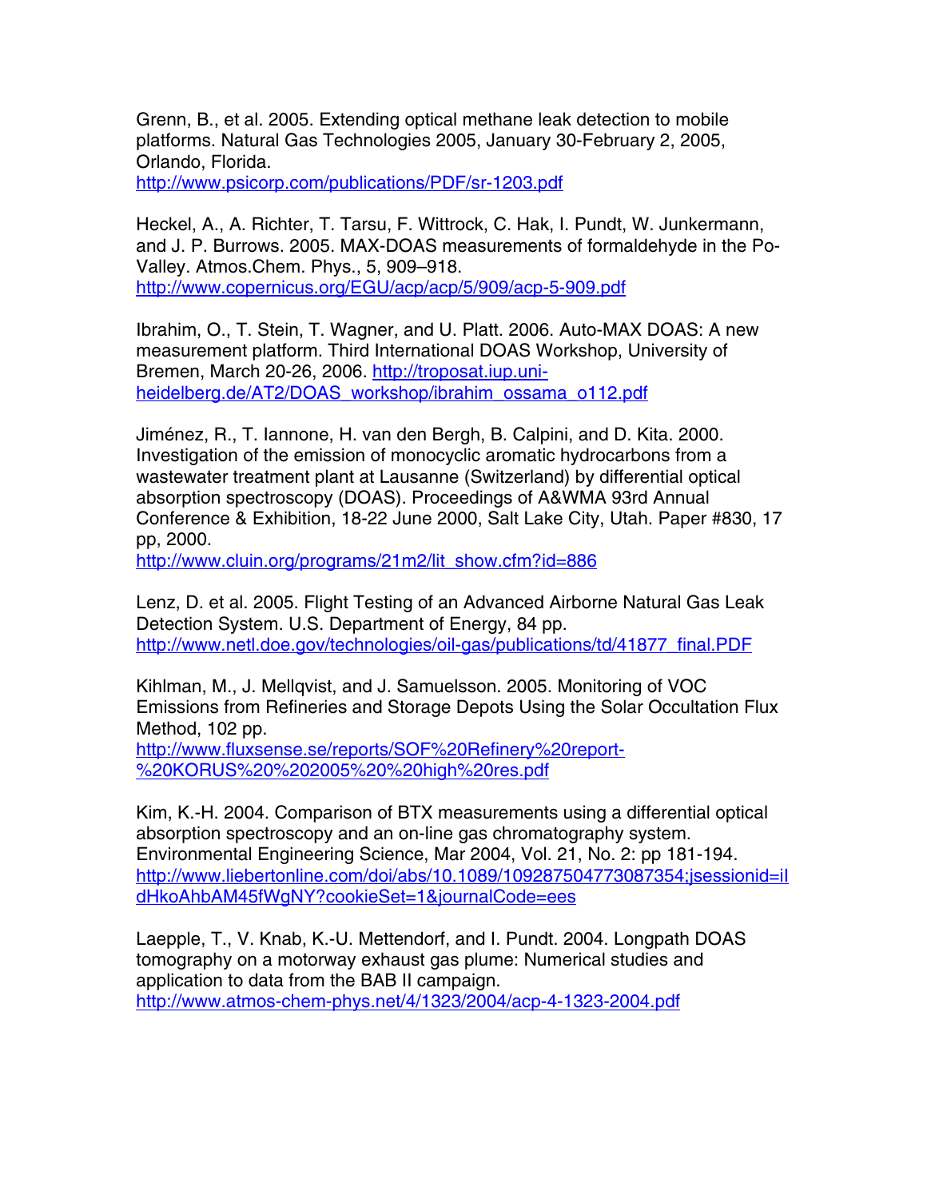Grenn, B., et al. 2005. Extending optical methane leak detection to mobile platforms. Natural Gas Technologies 2005, January 30-February 2, 2005, Orlando, Florida.
http://www.psicorp.com/publications/PDF/sr-1203.pdf

Heckel, A., A. Richter, T. Tarsu, F. Wittrock, C. Hak, I. Pundt, W. Junkermann, and J. P. Burrows. 2005. MAX-DOAS measurements of formaldehyde in the Po-Valley. Atmos.Chem. Phys., 5, 909–918.
http://www.copernicus.org/EGU/acp/acp/5/909/acp-5-909.pdf

Ibrahim, O., T. Stein, T. Wagner, and U. Platt. 2006. Auto-MAX DOAS: A new measurement platform. Third International DOAS Workshop, University of Bremen, March 20-26, 2006. http://troposat.iup.uni-heidelberg.de/AT2/DOAS_workshop/ibrahim_ossama_o112.pdf

Jiménez, R., T. Iannone, H. van den Bergh, B. Calpini, and D. Kita. 2000. Investigation of the emission of monocyclic aromatic hydrocarbons from a wastewater treatment plant at Lausanne (Switzerland) by differential optical absorption spectroscopy (DOAS). Proceedings of A&WMA 93rd Annual Conference & Exhibition, 18-22 June 2000, Salt Lake City, Utah. Paper #830, 17 pp, 2000.
http://www.cluin.org/programs/21m2/lit_show.cfm?id=886

Lenz, D. et al. 2005. Flight Testing of an Advanced Airborne Natural Gas Leak Detection System. U.S. Department of Energy, 84 pp.
http://www.netl.doe.gov/technologies/oil-gas/publications/td/41877_final.PDF

Kihlman, M., J. Mellqvist, and J. Samuelsson. 2005. Monitoring of VOC Emissions from Refineries and Storage Depots Using the Solar Occultation Flux Method, 102 pp.
http://www.fluxsense.se/reports/SOF%20Refinery%20report-%20KORUS%20%202005%20%20high%20res.pdf

Kim, K.-H. 2004. Comparison of BTX measurements using a differential optical absorption spectroscopy and an on-line gas chromatography system. Environmental Engineering Science, Mar 2004, Vol. 21, No. 2: pp 181-194.
http://www.liebertonline.com/doi/abs/10.1089/109287504773087354;jsessionid=iIdHkoAhbAM45fWgNY?cookieSet=1&journalCode=ees

Laepple, T., V. Knab, K.-U. Mettendorf, and I. Pundt. 2004. Longpath DOAS tomography on a motorway exhaust gas plume: Numerical studies and application to data from the BAB II campaign.
http://www.atmos-chem-phys.net/4/1323/2004/acp-4-1323-2004.pdf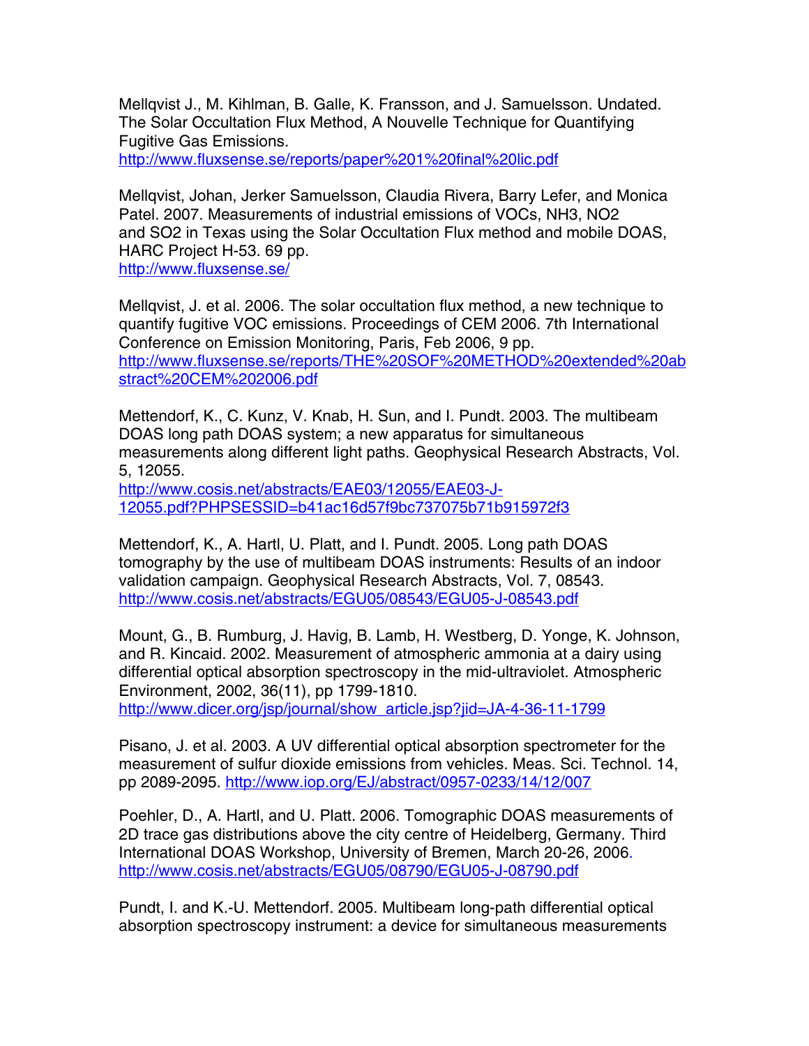Mellqvist J., M. Kihlman, B. Galle, K. Fransson, and J. Samuelsson. Undated. The Solar Occultation Flux Method, A Nouvelle Technique for Quantifying Fugitive Gas Emissions.
http://www.fluxsense.se/reports/paper%201%20final%20lic.pdf

Mellqvist, Johan, Jerker Samuelsson, Claudia Rivera, Barry Lefer, and Monica Patel. 2007. Measurements of industrial emissions of VOCs, NH3, NO2 and SO2 in Texas using the Solar Occultation Flux method and mobile DOAS, HARC Project H-53. 69 pp.
http://www.fluxsense.se/

Mellqvist, J. et al. 2006. The solar occultation flux method, a new technique to quantify fugitive VOC emissions. Proceedings of CEM 2006. 7th International Conference on Emission Monitoring, Paris, Feb 2006, 9 pp.
http://www.fluxsense.se/reports/THE%20SOF%20METHOD%20extended%20abstract%20CEM%202006.pdf

Mettendorf, K., C. Kunz, V. Knab, H. Sun, and I. Pundt. 2003. The multibeam DOAS long path DOAS system; a new apparatus for simultaneous measurements along different light paths. Geophysical Research Abstracts, Vol. 5, 12055.
http://www.cosis.net/abstracts/EAE03/12055/EAE03-J-12055.pdf?PHPSESSID=b41ac16d57f9bc737075b71b915972f3

Mettendorf, K., A. Hartl, U. Platt, and I. Pundt. 2005. Long path DOAS tomography by the use of multibeam DOAS instruments: Results of an indoor validation campaign. Geophysical Research Abstracts, Vol. 7, 08543.
http://www.cosis.net/abstracts/EGU05/08543/EGU05-J-08543.pdf

Mount, G., B. Rumburg, J. Havig, B. Lamb, H. Westberg, D. Yonge, K. Johnson, and R. Kincaid. 2002. Measurement of atmospheric ammonia at a dairy using differential optical absorption spectroscopy in the mid-ultraviolet. Atmospheric Environment, 2002, 36(11), pp 1799-1810.
http://www.dicer.org/jsp/journal/show_article.jsp?jid=JA-4-36-11-1799

Pisano, J. et al. 2003. A UV differential optical absorption spectrometer for the measurement of sulfur dioxide emissions from vehicles. Meas. Sci. Technol. 14, pp 2089-2095. http://www.iop.org/EJ/abstract/0957-0233/14/12/007

Poehler, D., A. Hartl, and U. Platt. 2006. Tomographic DOAS measurements of 2D trace gas distributions above the city centre of Heidelberg, Germany. Third International DOAS Workshop, University of Bremen, March 20-26, 2006.
http://www.cosis.net/abstracts/EGU05/08790/EGU05-J-08790.pdf

Pundt, I. and K.-U. Mettendorf. 2005. Multibeam long-path differential optical absorption spectroscopy instrument: a device for simultaneous measurements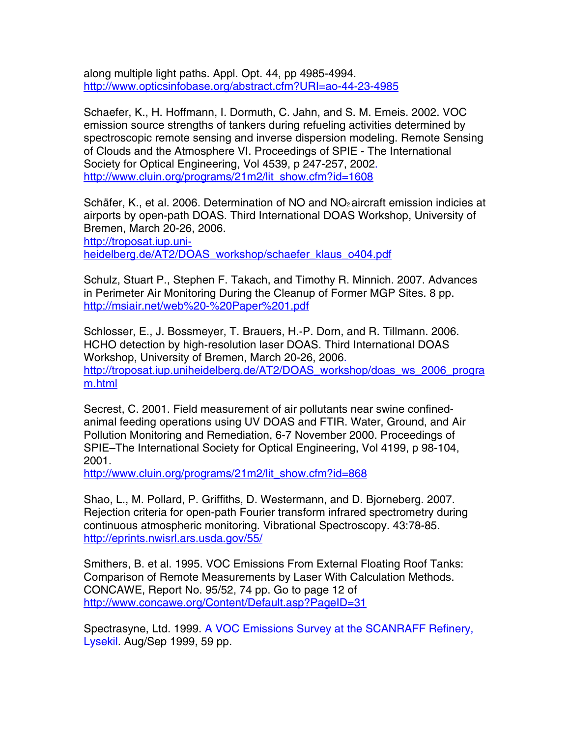along multiple light paths. Appl. Opt. 44, pp 4985-4994.
http://www.opticsinfobase.org/abstract.cfm?URI=ao-44-23-4985

Schaefer, K., H. Hoffmann, I. Dormuth, C. Jahn, and S. M. Emeis. 2002. VOC emission source strengths of tankers during refueling activities determined by spectroscopic remote sensing and inverse dispersion modeling. Remote Sensing of Clouds and the Atmosphere VI. Proceedings of SPIE - The International Society for Optical Engineering, Vol 4539, p 247-257, 2002.
http://www.cluin.org/programs/21m2/lit_show.cfm?id=1608

Schäfer, K., et al. 2006. Determination of NO and $NO_2$ aircraft emission indicies at airports by open-path DOAS. Third International DOAS Workshop, University of Bremen, March 20-26, 2006.
http://troposat.iup.uni-heidelberg.de/AT2/DOAS_workshop/schaefer_klaus_o404.pdf

Schulz, Stuart P., Stephen F. Takach, and Timothy R. Minnich. 2007. Advances in Perimeter Air Monitoring During the Cleanup of Former MGP Sites. 8 pp.
http://msiair.net/web%20-%20Paper%201.pdf

Schlosser, E., J. Bossmeyer, T. Brauers, H.-P. Dorn, and R. Tillmann. 2006. HCHO detection by high-resolution laser DOAS. Third International DOAS Workshop, University of Bremen, March 20-26, 2006.
http://troposat.iup.uniheidelberg.de/AT2/DOAS_workshop/doas_ws_2006_program.html

Secrest, C. 2001. Field measurement of air pollutants near swine confined-animal feeding operations using UV DOAS and FTIR. Water, Ground, and Air Pollution Monitoring and Remediation, 6-7 November 2000. Proceedings of SPIE–The International Society for Optical Engineering, Vol 4199, p 98-104, 2001.
http://www.cluin.org/programs/21m2/lit_show.cfm?id=868

Shao, L., M. Pollard, P. Griffiths, D. Westermann, and D. Bjorneberg. 2007. Rejection criteria for open-path Fourier transform infrared spectrometry during continuous atmospheric monitoring. Vibrational Spectroscopy. 43:78-85.
http://eprints.nwisrl.ars.usda.gov/55/

Smithers, B. et al. 1995. VOC Emissions From External Floating Roof Tanks: Comparison of Remote Measurements by Laser With Calculation Methods. CONCAWE, Report No. 95/52, 74 pp. Go to page 12 of
http://www.concawe.org/Content/Default.asp?PageID=31

Spectrasyne, Ltd. 1999. A VOC Emissions Survey at the SCANRAFF Refinery, Lysekil. Aug/Sep 1999, 59 pp.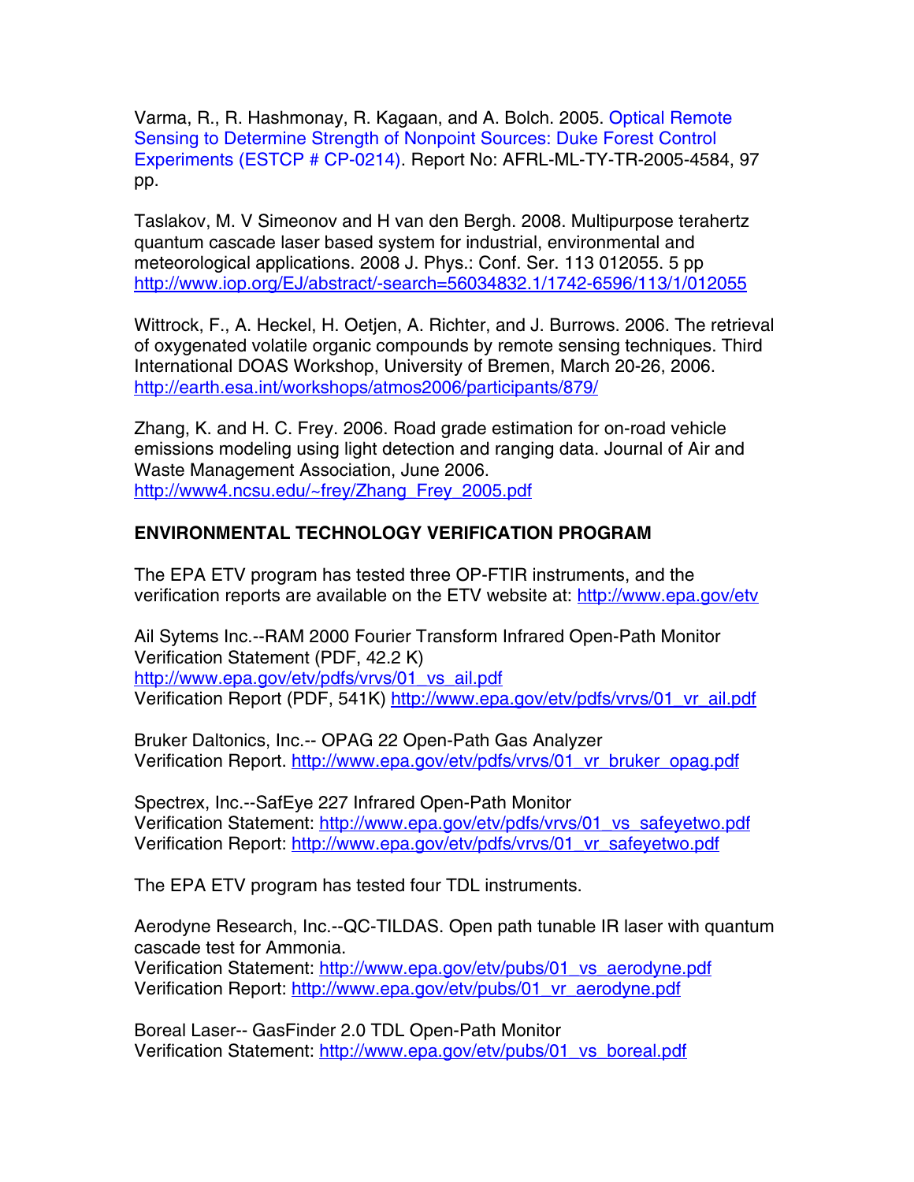Varma, R., R. Hashmonay, R. Kagaan, and A. Bolch. 2005. Optical Remote Sensing to Determine Strength of Nonpoint Sources: Duke Forest Control Experiments (ESTCP # CP-0214). Report No: AFRL-ML-TY-TR-2005-4584, 97 pp.

Taslakov, M. V Simeonov and H van den Bergh. 2008. Multipurpose terahertz quantum cascade laser based system for industrial, environmental and meteorological applications. 2008 J. Phys.: Conf. Ser. 113 012055. 5 pp http://www.iop.org/EJ/abstract/-search=56034832.1/1742-6596/113/1/012055

Wittrock, F., A. Heckel, H. Oetjen, A. Richter, and J. Burrows. 2006. The retrieval of oxygenated volatile organic compounds by remote sensing techniques. Third International DOAS Workshop, University of Bremen, March 20-26, 2006. http://earth.esa.int/workshops/atmos2006/participants/879/

Zhang, K. and H. C. Frey. 2006. Road grade estimation for on-road vehicle emissions modeling using light detection and ranging data. Journal of Air and Waste Management Association, June 2006. http://www4.ncsu.edu/~frey/Zhang_Frey_2005.pdf

## ENVIRONMENTAL TECHNOLOGY VERIFICATION PROGRAM

The EPA ETV program has tested three OP-FTIR instruments, and the verification reports are available on the ETV website at: http://www.epa.gov/etv

Ail Sytems Inc.--RAM 2000 Fourier Transform Infrared Open-Path Monitor
Verification Statement (PDF, 42.2 K)
http://www.epa.gov/etv/pdfs/vrvs/01_vs_ail.pdf
Verification Report (PDF, 541K) http://www.epa.gov/etv/pdfs/vrvs/01_vr_ail.pdf

Bruker Daltonics, Inc.-- OPAG 22 Open-Path Gas Analyzer
Verification Report. http://www.epa.gov/etv/pdfs/vrvs/01_vr_bruker_opag.pdf

Spectrex, Inc.--SafEye 227 Infrared Open-Path Monitor
Verification Statement: http://www.epa.gov/etv/pdfs/vrvs/01_vs_safeyetwo.pdf
Verification Report: http://www.epa.gov/etv/pdfs/vrvs/01_vr_safeyetwo.pdf

The EPA ETV program has tested four TDL instruments.

Aerodyne Research, Inc.--QC-TILDAS. Open path tunable IR laser with quantum cascade test for Ammonia.
Verification Statement: http://www.epa.gov/etv/pubs/01_vs_aerodyne.pdf
Verification Report: http://www.epa.gov/etv/pubs/01_vr_aerodyne.pdf

Boreal Laser-- GasFinder 2.0 TDL Open-Path Monitor
Verification Statement: http://www.epa.gov/etv/pubs/01_vs_boreal.pdf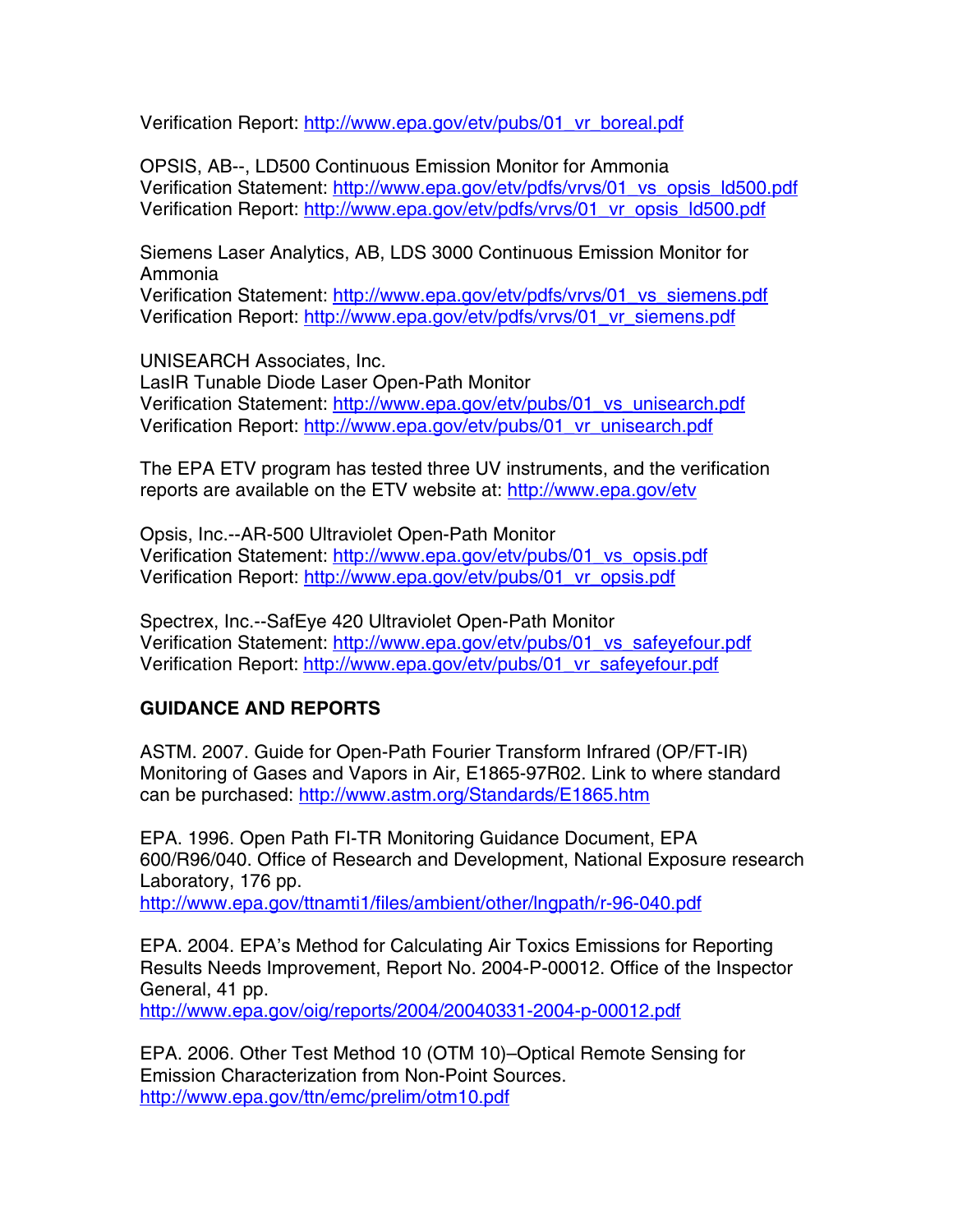Verification Report: http://www.epa.gov/etv/pubs/01_vr_boreal.pdf

OPSIS, AB--, LD500 Continuous Emission Monitor for Ammonia
Verification Statement: http://www.epa.gov/etv/pdfs/vrvs/01_vs_opsis_ld500.pdf
Verification Report: http://www.epa.gov/etv/pdfs/vrvs/01_vr_opsis_ld500.pdf

Siemens Laser Analytics, AB, LDS 3000 Continuous Emission Monitor for Ammonia
Verification Statement: http://www.epa.gov/etv/pdfs/vrvs/01_vs_siemens.pdf
Verification Report: http://www.epa.gov/etv/pdfs/vrvs/01_vr_siemens.pdf

UNISEARCH Associates, Inc.
LasIR Tunable Diode Laser Open-Path Monitor
Verification Statement: http://www.epa.gov/etv/pubs/01_vs_unisearch.pdf
Verification Report: http://www.epa.gov/etv/pubs/01_vr_unisearch.pdf

The EPA ETV program has tested three UV instruments, and the verification reports are available on the ETV website at: http://www.epa.gov/etv

Opsis, Inc.--AR-500 Ultraviolet Open-Path Monitor
Verification Statement: http://www.epa.gov/etv/pubs/01_vs_opsis.pdf
Verification Report: http://www.epa.gov/etv/pubs/01_vr_opsis.pdf

Spectrex, Inc.--SafEye 420 Ultraviolet Open-Path Monitor
Verification Statement: http://www.epa.gov/etv/pubs/01_vs_safeyefour.pdf
Verification Report: http://www.epa.gov/etv/pubs/01_vr_safeyefour.pdf

**GUIDANCE AND REPORTS**

ASTM. 2007. Guide for Open-Path Fourier Transform Infrared (OP/FT-IR) Monitoring of Gases and Vapors in Air, E1865-97R02. Link to where standard can be purchased: http://www.astm.org/Standards/E1865.htm

EPA. 1996. Open Path FI-TR Monitoring Guidance Document, EPA 600/R96/040. Office of Research and Development, National Exposure research Laboratory, 176 pp.
http://www.epa.gov/ttnamti1/files/ambient/other/lngpath/r-96-040.pdf

EPA. 2004. EPA's Method for Calculating Air Toxics Emissions for Reporting Results Needs Improvement, Report No. 2004-P-00012. Office of the Inspector General, 41 pp.
http://www.epa.gov/oig/reports/2004/20040331-2004-p-00012.pdf

EPA. 2006. Other Test Method 10 (OTM 10)–Optical Remote Sensing for Emission Characterization from Non-Point Sources.
http://www.epa.gov/ttn/emc/prelim/otm10.pdf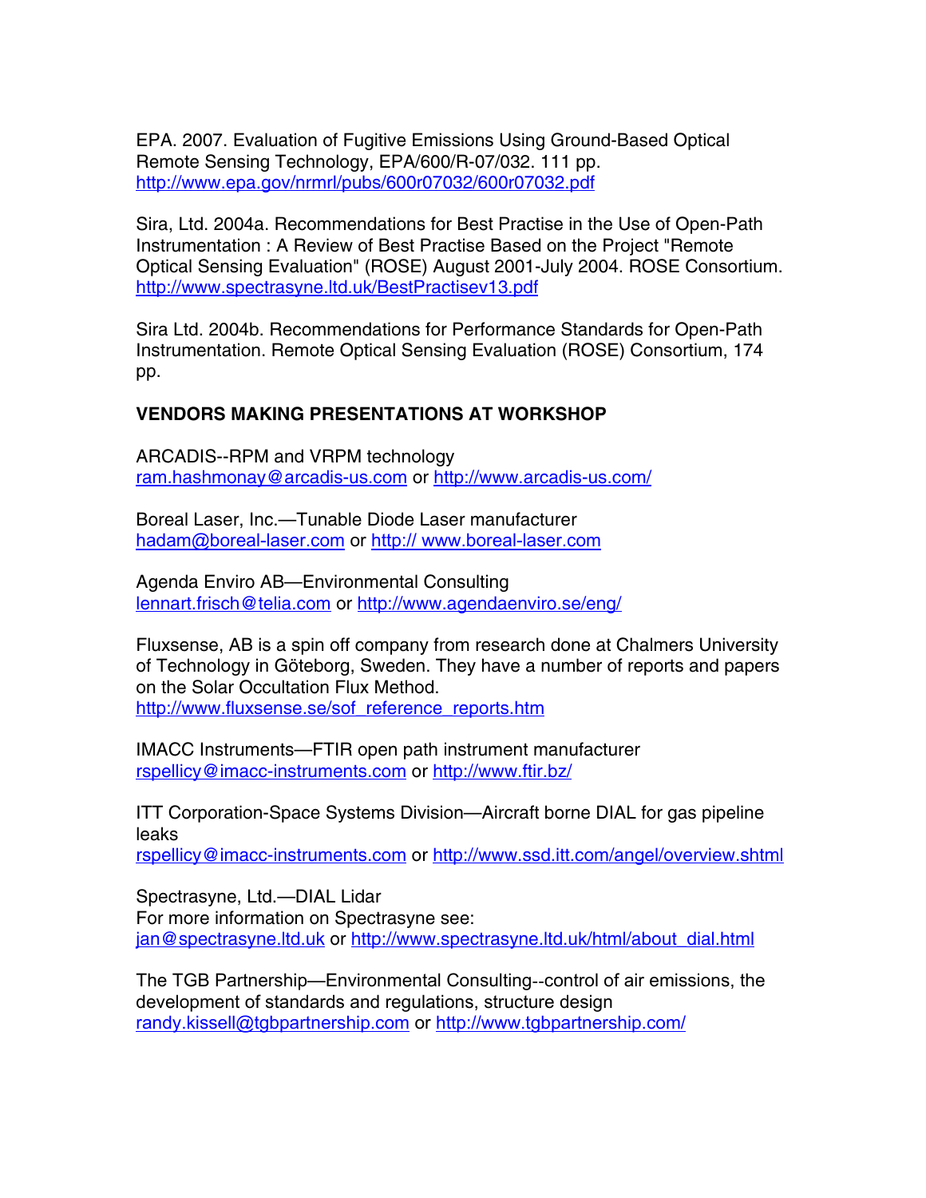EPA. 2007. Evaluation of Fugitive Emissions Using Ground-Based Optical Remote Sensing Technology, EPA/600/R-07/032. 111 pp. http://www.epa.gov/nrmrl/pubs/600r07032/600r07032.pdf

Sira, Ltd. 2004a. Recommendations for Best Practise in the Use of Open-Path Instrumentation : A Review of Best Practise Based on the Project "Remote Optical Sensing Evaluation" (ROSE) August 2001-July 2004. ROSE Consortium. http://www.spectrasyne.ltd.uk/BestPractisev13.pdf

Sira Ltd. 2004b. Recommendations for Performance Standards for Open-Path Instrumentation. Remote Optical Sensing Evaluation (ROSE) Consortium, 174 pp.

**VENDORS MAKING PRESENTATIONS AT WORKSHOP**

ARCADIS--RPM and VRPM technology
ram.hashmonay@arcadis-us.com or http://www.arcadis-us.com/

Boreal Laser, Inc.—Tunable Diode Laser manufacturer
hadam@boreal-laser.com or http:// www.boreal-laser.com

Agenda Enviro AB—Environmental Consulting
lennart.frisch@telia.com or http://www.agendaenviro.se/eng/

Fluxsense, AB is a spin off company from research done at Chalmers University of Technology in Göteborg, Sweden. They have a number of reports and papers on the Solar Occultation Flux Method.
http://www.fluxsense.se/sof_reference_reports.htm

IMACC Instruments—FTIR open path instrument manufacturer
rspellicy@imacc-instruments.com or http://www.ftir.bz/

ITT Corporation-Space Systems Division—Aircraft borne DIAL for gas pipeline leaks
rspellicy@imacc-instruments.com or http://www.ssd.itt.com/angel/overview.shtml

Spectrasyne, Ltd.—DIAL Lidar
For more information on Spectrasyne see:
jan@spectrasyne.ltd.uk or http://www.spectrasyne.ltd.uk/html/about_dial.html

The TGB Partnership—Environmental Consulting--control of air emissions, the development of standards and regulations, structure design
randy.kissell@tgbpartnership.com or http://www.tgbpartnership.com/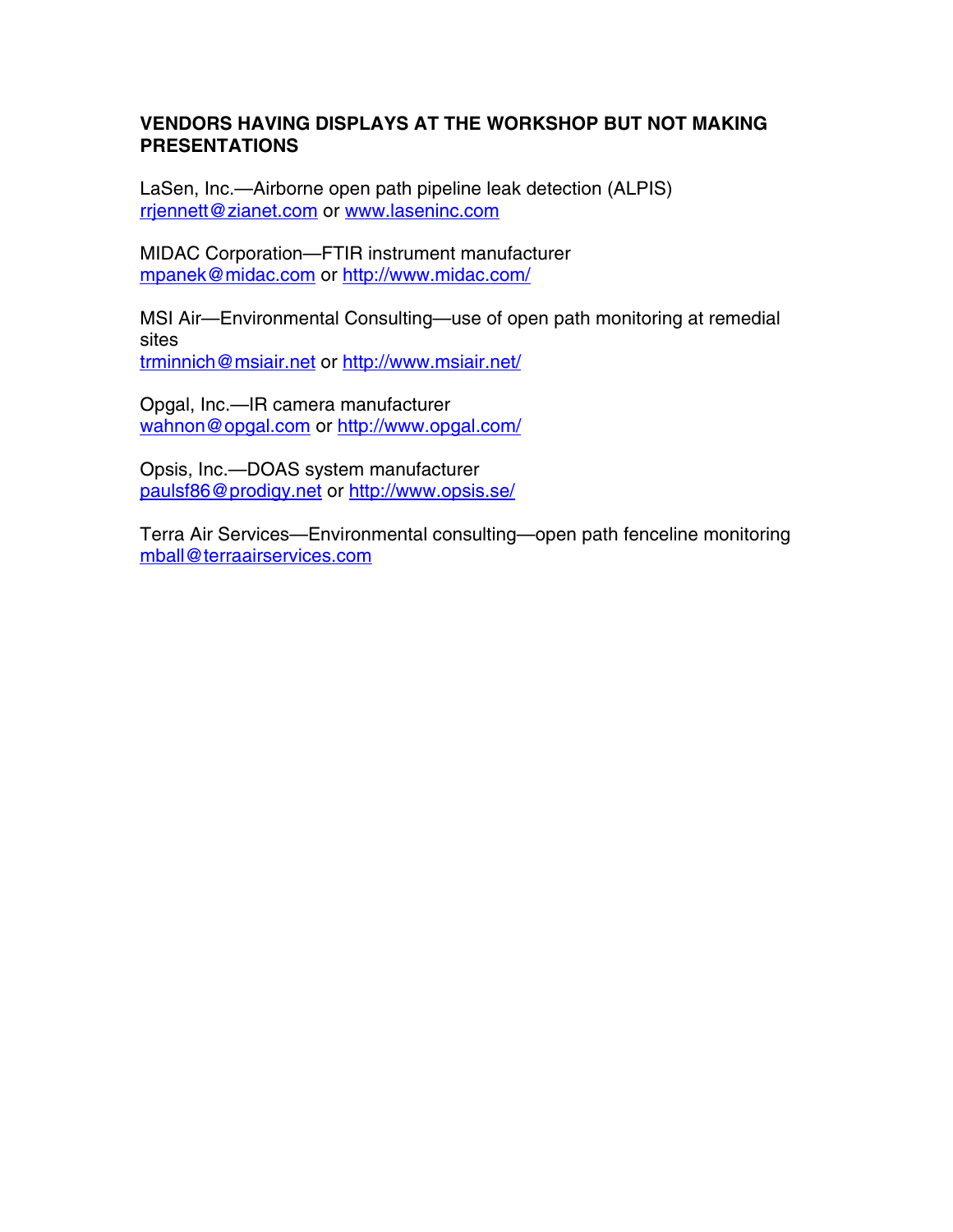**VENDORS HAVING DISPLAYS AT THE WORKSHOP BUT NOT MAKING PRESENTATIONS**

LaSen, Inc.—Airborne open path pipeline leak detection (ALPIS)
rrjennett@zianet.com or www.laseninc.com

MIDAC Corporation—FTIR instrument manufacturer
mpanek@midac.com or http://www.midac.com/

MSI Air—Environmental Consulting—use of open path monitoring at remedial sites
trminnich@msiair.net or http://www.msiair.net/

Opgal, Inc.—IR camera manufacturer
wahnon@opgal.com or http://www.opgal.com/

Opsis, Inc.—DOAS system manufacturer
paulsf86@prodigy.net or http://www.opsis.se/

Terra Air Services—Environmental consulting—open path fenceline monitoring
mball@terraairservices.com